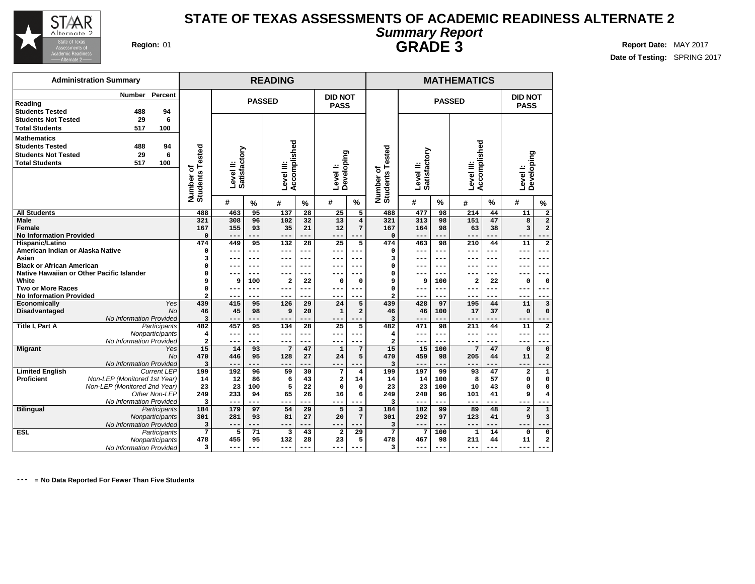# STATE OF TEXAS ASSESSMENTS OF ACADEMIC READINESS ALTERNATE 2

## *Summary Report*

## GRADE 3

**Region:** 01

**Report Date:** MAY 2017

**Date of Testing:** SPRING 2017

| Administration Summary | Number | Percent |
|---|---|---|
| **Reading** | | |
| Students Tested | 488 | 94 |
| Students Not Tested | 29 | 6 |
| Total Students | 517 | 100 |
| **Mathematics** | | |
| Students Tested | 488 | 94 |
| Students Not Tested | 29 | 6 |
| Total Students | 517 | 100 |

| | | READING | | | | | | | MATHEMATICS | | | | | | |
|---|---|---|---|---|---|---|---|---|---|---|---|---|---|---|---|
| | | | PASSED | | | | DID NOT PASS | | | PASSED | | | | DID NOT PASS | |
| | | Number of Students Tested | Level II: Satisfactory | | Level III: Accomplished | | Level I: Developing | | Number of Students Tested | Level II: Satisfactory | | Level III: Accomplished | | Level I: Developing | |
| | | | # | % | # | % | # | % | | # | % | # | % | # | % |
| **All Students** | | 488 | 463 | 95 | 137 | 28 | 25 | 5 | 488 | 477 | 98 | 214 | 44 | 11 | 2 |
| **Male** | | 321 | 308 | 96 | 102 | 32 | 13 | 4 | 321 | 313 | 98 | 151 | 47 | 8 | 2 |
| **Female** | | 167 | 155 | 93 | 35 | 21 | 12 | 7 | 167 | 164 | 98 | 63 | 38 | 3 | 2 |
| **No Information Provided** | | 0 | --- | --- | --- | --- | --- | --- | 0 | --- | --- | --- | --- | --- | --- |
| **Hispanic/Latino** | | 474 | 449 | 95 | 132 | 28 | 25 | 5 | 474 | 463 | 98 | 210 | 44 | 11 | 2 |
| **American Indian or Alaska Native** | | 0 | --- | --- | --- | --- | --- | --- | 0 | --- | --- | --- | --- | --- | --- |
| **Asian** | | 3 | --- | --- | --- | --- | --- | --- | 3 | --- | --- | --- | --- | --- | --- |
| **Black or African American** | | 0 | --- | --- | --- | --- | --- | --- | 0 | --- | --- | --- | --- | --- | --- |
| **Native Hawaiian or Other Pacific Islander** | | 0 | --- | --- | --- | --- | --- | --- | 0 | --- | --- | --- | --- | --- | --- |
| **White** | | 9 | 9 | 100 | 2 | 22 | 0 | 0 | 9 | 9 | 100 | 2 | 22 | 0 | 0 |
| **Two or More Races** | | 0 | --- | --- | --- | --- | --- | --- | 0 | --- | --- | --- | --- | --- | --- |
| **No Information Provided** | | 2 | --- | --- | --- | --- | --- | --- | 2 | --- | --- | --- | --- | --- | --- |
| **Economically Disadvantaged** | *Yes* | 439 | 415 | 95 | 126 | 29 | 24 | 5 | 439 | 428 | 97 | 195 | 44 | 11 | 3 |
| | *No* | 46 | 45 | 98 | 9 | 20 | 1 | 2 | 46 | 46 | 100 | 17 | 37 | 0 | 0 |
| | *No Information Provided* | 3 | --- | --- | --- | --- | --- | --- | 3 | --- | --- | --- | --- | --- | --- |
| **Title I, Part A** | *Participants* | 482 | 457 | 95 | 134 | 28 | 25 | 5 | 482 | 471 | 98 | 211 | 44 | 11 | 2 |
| | *Nonparticipants* | 4 | --- | --- | --- | --- | --- | --- | 4 | --- | --- | --- | --- | --- | --- |
| | *No Information Provided* | 2 | --- | --- | --- | --- | --- | --- | 2 | --- | --- | --- | --- | --- | --- |
| **Migrant** | *Yes* | 15 | 14 | 93 | 7 | 47 | 1 | 7 | 15 | 15 | 100 | 7 | 47 | 0 | 0 |
| | *No* | 470 | 446 | 95 | 128 | 27 | 24 | 5 | 470 | 459 | 98 | 205 | 44 | 11 | 2 |
| | *No Information Provided* | 3 | --- | --- | --- | --- | --- | --- | 3 | --- | --- | --- | --- | --- | --- |
| **Limited English Proficient** | *Current LEP* | 199 | 192 | 96 | 59 | 30 | 7 | 4 | 199 | 197 | 99 | 93 | 47 | 2 | 1 |
| | *Non-LEP (Monitored 1st Year)* | 14 | 12 | 86 | 6 | 43 | 2 | 14 | 14 | 14 | 100 | 8 | 57 | 0 | 0 |
| | *Non-LEP (Monitored 2nd Year)* | 23 | 23 | 100 | 5 | 22 | 0 | 0 | 23 | 23 | 100 | 10 | 43 | 0 | 0 |
| | *Other Non-LEP* | 249 | 233 | 94 | 65 | 26 | 16 | 6 | 249 | 240 | 96 | 101 | 41 | 9 | 4 |
| | *No Information Provided* | 3 | --- | --- | --- | --- | --- | --- | 3 | --- | --- | --- | --- | --- | --- |
| **Bilingual** | *Participants* | 184 | 179 | 97 | 54 | 29 | 5 | 3 | 184 | 182 | 99 | 89 | 48 | 2 | 1 |
| | *Nonparticipants* | 301 | 281 | 93 | 81 | 27 | 20 | 7 | 301 | 292 | 97 | 123 | 41 | 9 | 3 |
| | *No Information Provided* | 3 | --- | --- | --- | --- | --- | --- | 3 | --- | --- | --- | --- | --- | --- |
| **ESL** | *Participants* | 7 | 5 | 71 | 3 | 43 | 2 | 29 | 7 | 7 | 100 | 1 | 14 | 0 | 0 |
| | *Nonparticipants* | 478 | 455 | 95 | 132 | 28 | 23 | 5 | 478 | 467 | 98 | 211 | 44 | 11 | 2 |
| | *No Information Provided* | 3 | --- | --- | --- | --- | --- | --- | 3 | --- | --- | --- | --- | --- | --- |

**--- = No Data Reported For Fewer Than Five Students**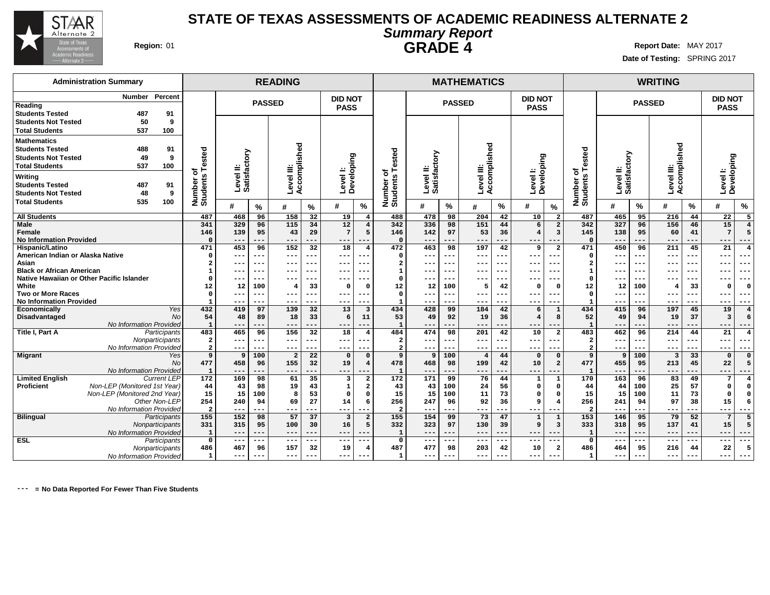# STATE OF TEXAS ASSESSMENTS OF ACADEMIC READINESS ALTERNATE 2

## *Summary Report*

## GRADE 4

**Region:** 01

**Report Date:** MAY 2017

**Date of Testing:** SPRING 2017

| Administration Summary | Number | Percent |
|---|---|---|
| **Reading** | | |
| Students Tested | 487 | 91 |
| Students Not Tested | 50 | 9 |
| Total Students | 537 | 100 |
| **Mathematics** | | |
| Students Tested | 488 | 91 |
| Students Not Tested | 49 | 9 |
| Total Students | 537 | 100 |
| **Writing** | | |
| Students Tested | 487 | 91 |
| Students Not Tested | 48 | 9 |
| Total Students | 535 | 100 |

| | | READING | | | | | | | MATHEMATICS | | | | | | | WRITING | | | | | | |
|---|---|---|---|---|---|---|---|---|---|---|---|---|---|---|---|---|---|---|---|---|---|---|
| | | Number of Students Tested | PASSED | | | | DID NOT PASS | | Number of Students Tested | PASSED | | | | DID NOT PASS | | Number of Students Tested | PASSED | | | | DID NOT PASS | |
| | | | Level II: Satisfactory | | Level III: Accomplished | | Level I: Developing | | | Level II: Satisfactory | | Level III: Accomplished | | Level I: Developing | | | Level II: Satisfactory | | Level III: Accomplished | | Level I: Developing | |
| | | | # | % | # | % | # | % | | # | % | # | % | # | % | | # | % | # | % | # | % |
| **All Students** | | 487 | 468 | 96 | 158 | 32 | 19 | 4 | 488 | 478 | 98 | 204 | 42 | 10 | 2 | 487 | 465 | 95 | 216 | 44 | 22 | 5 |
| **Male** | | 341 | 329 | 96 | 115 | 34 | 12 | 4 | 342 | 336 | 98 | 151 | 44 | 6 | 2 | 342 | 327 | 96 | 156 | 46 | 15 | 4 |
| **Female** | | 146 | 139 | 95 | 43 | 29 | 7 | 5 | 146 | 142 | 97 | 53 | 36 | 4 | 3 | 145 | 138 | 95 | 60 | 41 | 7 | 5 |
| **No Information Provided** | | 0 | --- | --- | --- | --- | --- | --- | 0 | --- | --- | --- | --- | --- | --- | 0 | --- | --- | --- | --- | --- | --- |
| **Hispanic/Latino** | | 471 | 453 | 96 | 152 | 32 | 18 | 4 | 472 | 463 | 98 | 197 | 42 | 9 | 2 | 471 | 450 | 96 | 211 | 45 | 21 | 4 |
| **American Indian or Alaska Native** | | 0 | --- | --- | --- | --- | --- | --- | 0 | --- | --- | --- | --- | --- | --- | 0 | --- | --- | --- | --- | --- | --- |
| **Asian** | | 2 | --- | --- | --- | --- | --- | --- | 2 | --- | --- | --- | --- | --- | --- | 2 | --- | --- | --- | --- | --- | --- |
| **Black or African American** | | 1 | --- | --- | --- | --- | --- | --- | 1 | --- | --- | --- | --- | --- | --- | 1 | --- | --- | --- | --- | --- | --- |
| **Native Hawaiian or Other Pacific Islander** | | 0 | --- | --- | --- | --- | --- | --- | 0 | --- | --- | --- | --- | --- | --- | 0 | --- | --- | --- | --- | --- | --- |
| **White** | | 12 | 12 | 100 | 4 | 33 | 0 | 0 | 12 | 12 | 100 | 5 | 42 | 0 | 0 | 12 | 12 | 100 | 4 | 33 | 0 | 0 |
| **Two or More Races** | | 0 | --- | --- | --- | --- | --- | --- | 0 | --- | --- | --- | --- | --- | --- | 0 | --- | --- | --- | --- | --- | --- |
| **No Information Provided** | | 1 | --- | --- | --- | --- | --- | --- | 1 | --- | --- | --- | --- | --- | --- | 1 | --- | --- | --- | --- | --- | --- |
| **Economically Disadvantaged** | *Yes* | 432 | 419 | 97 | 139 | 32 | 13 | 3 | 434 | 428 | 99 | 184 | 42 | 6 | 1 | 434 | 415 | 96 | 197 | 45 | 19 | 4 |
| | *No* | 54 | 48 | 89 | 18 | 33 | 6 | 11 | 53 | 49 | 92 | 19 | 36 | 4 | 8 | 52 | 49 | 94 | 19 | 37 | 3 | 6 |
| | *No Information Provided* | 1 | --- | --- | --- | --- | --- | --- | 1 | --- | --- | --- | --- | --- | --- | 1 | --- | --- | --- | --- | --- | --- |
| **Title I, Part A** | *Participants* | 483 | 465 | 96 | 156 | 32 | 18 | 4 | 484 | 474 | 98 | 201 | 42 | 10 | 2 | 483 | 462 | 96 | 214 | 44 | 21 | 4 |
| | *Nonparticipants* | 2 | --- | --- | --- | --- | --- | --- | 2 | --- | --- | --- | --- | --- | --- | 2 | --- | --- | --- | --- | --- | --- |
| | *No Information Provided* | 2 | --- | --- | --- | --- | --- | --- | 2 | --- | --- | --- | --- | --- | --- | 2 | --- | --- | --- | --- | --- | --- |
| **Migrant** | *Yes* | 9 | 9 | 100 | 2 | 22 | 0 | 0 | 9 | 9 | 100 | 4 | 44 | 0 | 0 | 9 | 9 | 100 | 3 | 33 | 0 | 0 |
| | *No* | 477 | 458 | 96 | 155 | 32 | 19 | 4 | 478 | 468 | 98 | 199 | 42 | 10 | 2 | 477 | 455 | 95 | 213 | 45 | 22 | 5 |
| | *No Information Provided* | 1 | --- | --- | --- | --- | --- | --- | 1 | --- | --- | --- | --- | --- | --- | 1 | --- | --- | --- | --- | --- | --- |
| **Limited English Proficient** | *Current LEP* | 172 | 169 | 98 | 61 | 35 | 3 | 2 | 172 | 171 | 99 | 76 | 44 | 1 | 1 | 170 | 163 | 96 | 83 | 49 | 7 | 4 |
| | *Non-LEP (Monitored 1st Year)* | 44 | 43 | 98 | 19 | 43 | 1 | 2 | 43 | 43 | 100 | 24 | 56 | 0 | 0 | 44 | 44 | 100 | 25 | 57 | 0 | 0 |
| | *Non-LEP (Monitored 2nd Year)* | 15 | 15 | 100 | 8 | 53 | 0 | 0 | 15 | 15 | 100 | 11 | 73 | 0 | 0 | 15 | 15 | 100 | 11 | 73 | 0 | 0 |
| | *Other Non-LEP* | 254 | 240 | 94 | 69 | 27 | 14 | 6 | 256 | 247 | 96 | 92 | 36 | 9 | 4 | 256 | 241 | 94 | 97 | 38 | 15 | 6 |
| | *No Information Provided* | 2 | --- | --- | --- | --- | --- | --- | 2 | --- | --- | --- | --- | --- | --- | 2 | --- | --- | --- | --- | --- | --- |
| **Bilingual** | *Participants* | 155 | 152 | 98 | 57 | 37 | 3 | 2 | 155 | 154 | 99 | 73 | 47 | 1 | 1 | 153 | 146 | 95 | 79 | 52 | 7 | 5 |
| | *Nonparticipants* | 331 | 315 | 95 | 100 | 30 | 16 | 5 | 332 | 323 | 97 | 130 | 39 | 9 | 3 | 333 | 318 | 95 | 137 | 41 | 15 | 5 |
| | *No Information Provided* | 1 | --- | --- | --- | --- | --- | --- | 1 | --- | --- | --- | --- | --- | --- | 1 | --- | --- | --- | --- | --- | --- |
| **ESL** | *Participants* | 0 | --- | --- | --- | --- | --- | --- | 0 | --- | --- | --- | --- | --- | --- | 0 | --- | --- | --- | --- | --- | --- |
| | *Nonparticipants* | 486 | 467 | 96 | 157 | 32 | 19 | 4 | 487 | 477 | 98 | 203 | 42 | 10 | 2 | 486 | 464 | 95 | 216 | 44 | 22 | 5 |
| | *No Information Provided* | 1 | --- | --- | --- | --- | --- | --- | 1 | --- | --- | --- | --- | --- | --- | 1 | --- | --- | --- | --- | --- | --- |

--- **= No Data Reported For Fewer Than Five Students**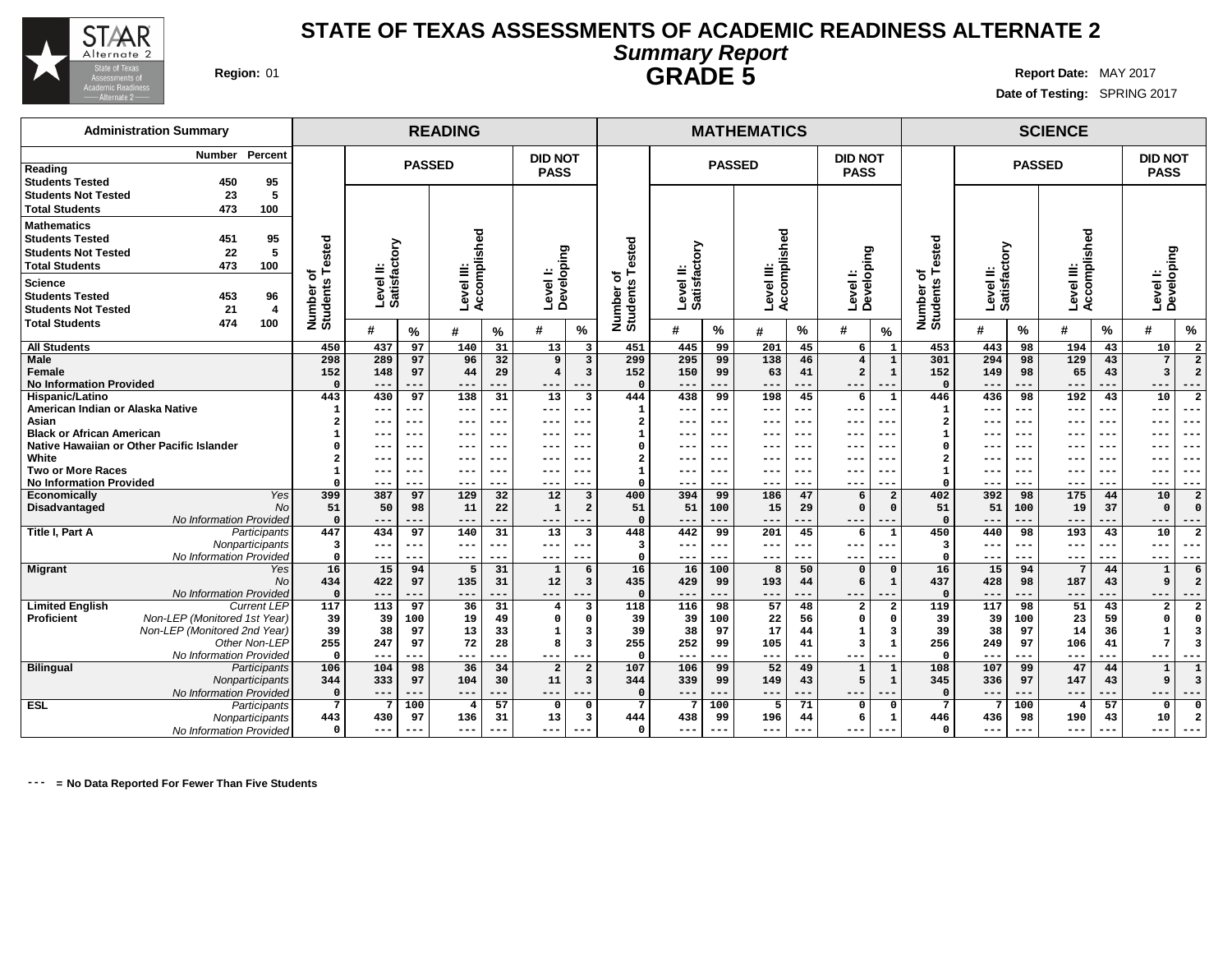# STATE OF TEXAS ASSESSMENTS OF ACADEMIC READINESS ALTERNATE 2

## *Summary Report*

## GRADE 5

**Region:** 01

**Report Date:** MAY 2017

**Date of Testing:** SPRING 2017

| Administration Summary | Number | Percent |
|---|---|---|
| **Reading** | | |
| Students Tested | 450 | 95 |
| Students Not Tested | 23 | 5 |
| Total Students | 473 | 100 |
| **Mathematics** | | |
| Students Tested | 451 | 95 |
| Students Not Tested | 22 | 5 |
| Total Students | 473 | 100 |
| **Science** | | |
| Students Tested | 453 | 96 |
| Students Not Tested | 21 | 4 |
| Total Students | 474 | 100 |

| | | READING | | | | | | | MATHEMATICS | | | | | | | SCIENCE | | | | | | |
|---|---|---|---|---|---|---|---|---|---|---|---|---|---|---|---|---|---|---|---|---|---|---|
| | | | PASSED | | | | DID NOT PASS | | | PASSED | | | | DID NOT PASS | | | PASSED | | | | DID NOT PASS | |
| | | Number of Students Tested | Level II: Satisfactory | | Level III: Accomplished | | Level I: Developing | | Number of Students Tested | Level II: Satisfactory | | Level III: Accomplished | | Level I: Developing | | Number of Students Tested | Level II: Satisfactory | | Level III: Accomplished | | Level I: Developing | |
| | | | # | % | # | % | # | % | | # | % | # | % | # | % | | # | % | # | % | # | % |
| **All Students** | | 450 | 437 | 97 | 140 | 31 | 13 | 3 | 451 | 445 | 99 | 201 | 45 | 6 | 1 | 453 | 443 | 98 | 194 | 43 | 10 | 2 |
| **Male** | | 298 | 289 | 97 | 96 | 32 | 9 | 3 | 299 | 295 | 99 | 138 | 46 | 4 | 1 | 301 | 294 | 98 | 129 | 43 | 7 | 2 |
| **Female** | | 152 | 148 | 97 | 44 | 29 | 4 | 3 | 152 | 150 | 99 | 63 | 41 | 2 | 1 | 152 | 149 | 98 | 65 | 43 | 3 | 2 |
| **No Information Provided** | | 0 | --- | --- | --- | --- | --- | --- | 0 | --- | --- | --- | --- | --- | --- | 0 | --- | --- | --- | --- | --- | --- |
| **Hispanic/Latino** | | 443 | 430 | 97 | 138 | 31 | 13 | 3 | 444 | 438 | 99 | 198 | 45 | 6 | 1 | 446 | 436 | 98 | 192 | 43 | 10 | 2 |
| **American Indian or Alaska Native** | | 1 | --- | --- | --- | --- | --- | --- | 1 | --- | --- | --- | --- | --- | --- | 1 | --- | --- | --- | --- | --- | --- |
| **Asian** | | 2 | --- | --- | --- | --- | --- | --- | 2 | --- | --- | --- | --- | --- | --- | 2 | --- | --- | --- | --- | --- | --- |
| **Black or African American** | | 1 | --- | --- | --- | --- | --- | --- | 1 | --- | --- | --- | --- | --- | --- | 1 | --- | --- | --- | --- | --- | --- |
| **Native Hawaiian or Other Pacific Islander** | | 0 | --- | --- | --- | --- | --- | --- | 0 | --- | --- | --- | --- | --- | --- | 0 | --- | --- | --- | --- | --- | --- |
| **White** | | 2 | --- | --- | --- | --- | --- | --- | 2 | --- | --- | --- | --- | --- | --- | 2 | --- | --- | --- | --- | --- | --- |
| **Two or More Races** | | 1 | --- | --- | --- | --- | --- | --- | 1 | --- | --- | --- | --- | --- | --- | 1 | --- | --- | --- | --- | --- | --- |
| **No Information Provided** | | 0 | --- | --- | --- | --- | --- | --- | 0 | --- | --- | --- | --- | --- | --- | 0 | --- | --- | --- | --- | --- | --- |
| **Economically Disadvantaged** | *Yes* | 399 | 387 | 97 | 129 | 32 | 12 | 3 | 400 | 394 | 99 | 186 | 47 | 6 | 2 | 402 | 392 | 98 | 175 | 44 | 10 | 2 |
| | *No* | 51 | 50 | 98 | 11 | 22 | 1 | 2 | 51 | 51 | 100 | 15 | 29 | 0 | 0 | 51 | 51 | 100 | 19 | 37 | 0 | 0 |
| | *No Information Provided* | 0 | --- | --- | --- | --- | --- | --- | 0 | --- | --- | --- | --- | --- | --- | 0 | --- | --- | --- | --- | --- | --- |
| **Title I, Part A** | *Participants* | 447 | 434 | 97 | 140 | 31 | 13 | 3 | 448 | 442 | 99 | 201 | 45 | 6 | 1 | 450 | 440 | 98 | 193 | 43 | 10 | 2 |
| | *Nonparticipants* | 3 | --- | --- | --- | --- | --- | --- | 3 | --- | --- | --- | --- | --- | --- | 3 | --- | --- | --- | --- | --- | --- |
| | *No Information Provided* | 0 | --- | --- | --- | --- | --- | --- | 0 | --- | --- | --- | --- | --- | --- | 0 | --- | --- | --- | --- | --- | --- |
| **Migrant** | *Yes* | 16 | 15 | 94 | 5 | 31 | 1 | 6 | 16 | 16 | 100 | 8 | 50 | 0 | 0 | 16 | 15 | 94 | 7 | 44 | 1 | 6 |
| | *No* | 434 | 422 | 97 | 135 | 31 | 12 | 3 | 435 | 429 | 99 | 193 | 44 | 6 | 1 | 437 | 428 | 98 | 187 | 43 | 9 | 2 |
| | *No Information Provided* | 0 | --- | --- | --- | --- | --- | --- | 0 | --- | --- | --- | --- | --- | --- | 0 | --- | --- | --- | --- | --- | --- |
| **Limited English Proficient** | *Current LEP* | 117 | 113 | 97 | 36 | 31 | 4 | 3 | 118 | 116 | 98 | 57 | 48 | 2 | 2 | 119 | 117 | 98 | 51 | 43 | 2 | 2 |
| | *Non-LEP (Monitored 1st Year)* | 39 | 39 | 100 | 19 | 49 | 0 | 0 | 39 | 39 | 100 | 22 | 56 | 0 | 0 | 39 | 39 | 100 | 23 | 59 | 0 | 0 |
| | *Non-LEP (Monitored 2nd Year)* | 39 | 38 | 97 | 13 | 33 | 1 | 3 | 39 | 38 | 97 | 17 | 44 | 1 | 3 | 39 | 38 | 97 | 14 | 36 | 1 | 3 |
| | *Other Non-LEP* | 255 | 247 | 97 | 72 | 28 | 8 | 3 | 255 | 252 | 99 | 105 | 41 | 3 | 1 | 256 | 249 | 97 | 106 | 41 | 7 | 3 |
| | *No Information Provided* | 0 | --- | --- | --- | --- | --- | --- | 0 | --- | --- | --- | --- | --- | --- | 0 | --- | --- | --- | --- | --- | --- |
| **Bilingual** | *Participants* | 106 | 104 | 98 | 36 | 34 | 2 | 2 | 107 | 106 | 99 | 52 | 49 | 1 | 1 | 108 | 107 | 99 | 47 | 44 | 1 | 1 |
| | *Nonparticipants* | 344 | 333 | 97 | 104 | 30 | 11 | 3 | 344 | 339 | 99 | 149 | 43 | 5 | 1 | 345 | 336 | 97 | 147 | 43 | 9 | 3 |
| | *No Information Provided* | 0 | --- | --- | --- | --- | --- | --- | 0 | --- | --- | --- | --- | --- | --- | 0 | --- | --- | --- | --- | --- | --- |
| **ESL** | *Participants* | 7 | 7 | 100 | 4 | 57 | 0 | 0 | 7 | 7 | 100 | 5 | 71 | 0 | 0 | 7 | 7 | 100 | 4 | 57 | 0 | 0 |
| | *Nonparticipants* | 443 | 430 | 97 | 136 | 31 | 13 | 3 | 444 | 438 | 99 | 196 | 44 | 6 | 1 | 446 | 436 | 98 | 190 | 43 | 10 | 2 |
| | *No Information Provided* | 0 | --- | --- | --- | --- | --- | --- | 0 | --- | --- | --- | --- | --- | --- | 0 | --- | --- | --- | --- | --- | --- |

--- = No Data Reported For Fewer Than Five Students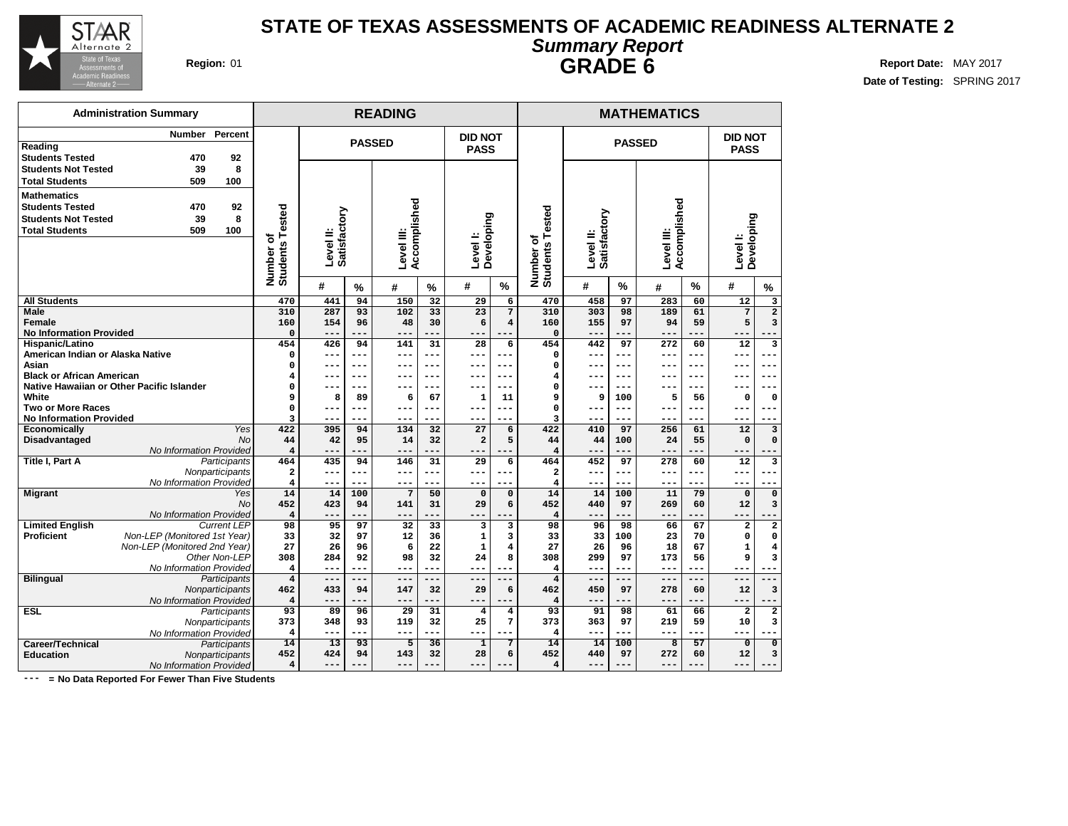# STATE OF TEXAS ASSESSMENTS OF ACADEMIC READINESS ALTERNATE 2

## *Summary Report*

## GRADE 6

**Region:** 01

**Report Date:** MAY 2017
**Date of Testing:** SPRING 2017

| Administration Summary | Number | Percent |
|---|---|---|
| **Reading** | | |
| Students Tested | 470 | 92 |
| Students Not Tested | 39 | 8 |
| Total Students | 509 | 100 |
| **Mathematics** | | |
| Students Tested | 470 | 92 |
| Students Not Tested | 39 | 8 |
| Total Students | 509 | 100 |

| | | READING | | | | | | | MATHEMATICS | | | | | | |
|---|---|---|---|---|---|---|---|---|---|---|---|---|---|---|---|
| | | | PASSED | | | | DID NOT PASS | | | PASSED | | | | DID NOT PASS | |
| | | Number of Students Tested | Level II: Satisfactory | | Level III: Accomplished | | Level I: Developing | | Number of Students Tested | Level II: Satisfactory | | Level III: Accomplished | | Level I: Developing | |
| | | | # | % | # | % | # | % | | # | % | # | % | # | % |
| **All Students** | | 470 | 441 | 94 | 150 | 32 | 29 | 6 | 470 | 458 | 97 | 283 | 60 | 12 | 3 |
| **Male** | | 310 | 287 | 93 | 102 | 33 | 23 | 7 | 310 | 303 | 98 | 189 | 61 | 7 | 2 |
| **Female** | | 160 | 154 | 96 | 48 | 30 | 6 | 4 | 160 | 155 | 97 | 94 | 59 | 5 | 3 |
| **No Information Provided** | | 0 | --- | --- | --- | --- | --- | --- | 0 | --- | --- | --- | --- | --- | --- |
| **Hispanic/Latino** | | 454 | 426 | 94 | 141 | 31 | 28 | 6 | 454 | 442 | 97 | 272 | 60 | 12 | 3 |
| **American Indian or Alaska Native** | | 0 | --- | --- | --- | --- | --- | --- | 0 | --- | --- | --- | --- | --- | --- |
| **Asian** | | 0 | --- | --- | --- | --- | --- | --- | 0 | --- | --- | --- | --- | --- | --- |
| **Black or African American** | | 4 | --- | --- | --- | --- | --- | --- | 4 | --- | --- | --- | --- | --- | --- |
| **Native Hawaiian or Other Pacific Islander** | | 0 | --- | --- | --- | --- | --- | --- | 0 | --- | --- | --- | --- | --- | --- |
| **White** | | 9 | 8 | 89 | 6 | 67 | 1 | 11 | 9 | 9 | 100 | 5 | 56 | 0 | 0 |
| **Two or More Races** | | 0 | --- | --- | --- | --- | --- | --- | 0 | --- | --- | --- | --- | --- | --- |
| **No Information Provided** | | 3 | --- | --- | --- | --- | --- | --- | 3 | --- | --- | --- | --- | --- | --- |
| **Economically Disadvantaged** | *Yes* | 422 | 395 | 94 | 134 | 32 | 27 | 6 | 422 | 410 | 97 | 256 | 61 | 12 | 3 |
| | *No* | 44 | 42 | 95 | 14 | 32 | 2 | 5 | 44 | 44 | 100 | 24 | 55 | 0 | 0 |
| | *No Information Provided* | 4 | --- | --- | --- | --- | --- | --- | 4 | --- | --- | --- | --- | --- | --- |
| **Title I, Part A** | *Participants* | 464 | 435 | 94 | 146 | 31 | 29 | 6 | 464 | 452 | 97 | 278 | 60 | 12 | 3 |
| | *Nonparticipants* | 2 | --- | --- | --- | --- | --- | --- | 2 | --- | --- | --- | --- | --- | --- |
| | *No Information Provided* | 4 | --- | --- | --- | --- | --- | --- | 4 | --- | --- | --- | --- | --- | --- |
| **Migrant** | *Yes* | 14 | 14 | 100 | 7 | 50 | 0 | 0 | 14 | 14 | 100 | 11 | 79 | 0 | 0 |
| | *No* | 452 | 423 | 94 | 141 | 31 | 29 | 6 | 452 | 440 | 97 | 269 | 60 | 12 | 3 |
| | *No Information Provided* | 4 | --- | --- | --- | --- | --- | --- | 4 | --- | --- | --- | --- | --- | --- |
| **Limited English Proficient** | *Current LEP* | 98 | 95 | 97 | 32 | 33 | 3 | 3 | 98 | 96 | 98 | 66 | 67 | 2 | 2 |
| | *Non-LEP (Monitored 1st Year)* | 33 | 32 | 97 | 12 | 36 | 1 | 3 | 33 | 33 | 100 | 23 | 70 | 0 | 0 |
| | *Non-LEP (Monitored 2nd Year)* | 27 | 26 | 96 | 6 | 22 | 1 | 4 | 27 | 26 | 96 | 18 | 67 | 1 | 4 |
| | *Other Non-LEP* | 308 | 284 | 92 | 98 | 32 | 24 | 8 | 308 | 299 | 97 | 173 | 56 | 9 | 3 |
| | *No Information Provided* | 4 | --- | --- | --- | --- | --- | --- | 4 | --- | --- | --- | --- | --- | --- |
| **Bilingual** | *Participants* | 4 | --- | --- | --- | --- | --- | --- | 4 | --- | --- | --- | --- | --- | --- |
| | *Nonparticipants* | 462 | 433 | 94 | 147 | 32 | 29 | 6 | 462 | 450 | 97 | 278 | 60 | 12 | 3 |
| | *No Information Provided* | 4 | --- | --- | --- | --- | --- | --- | 4 | --- | --- | --- | --- | --- | --- |
| **ESL** | *Participants* | 93 | 89 | 96 | 29 | 31 | 4 | 4 | 93 | 91 | 98 | 61 | 66 | 2 | 2 |
| | *Nonparticipants* | 373 | 348 | 93 | 119 | 32 | 25 | 7 | 373 | 363 | 97 | 219 | 59 | 10 | 3 |
| | *No Information Provided* | 4 | --- | --- | --- | --- | --- | --- | 4 | --- | --- | --- | --- | --- | --- |
| **Career/Technical Education** | *Participants* | 14 | 13 | 93 | 5 | 36 | 1 | 7 | 14 | 14 | 100 | 8 | 57 | 0 | 0 |
| | *Nonparticipants* | 452 | 424 | 94 | 143 | 32 | 28 | 6 | 452 | 440 | 97 | 272 | 60 | 12 | 3 |
| | *No Information Provided* | 4 | --- | --- | --- | --- | --- | --- | 4 | --- | --- | --- | --- | --- | --- |

--- = No Data Reported For Fewer Than Five Students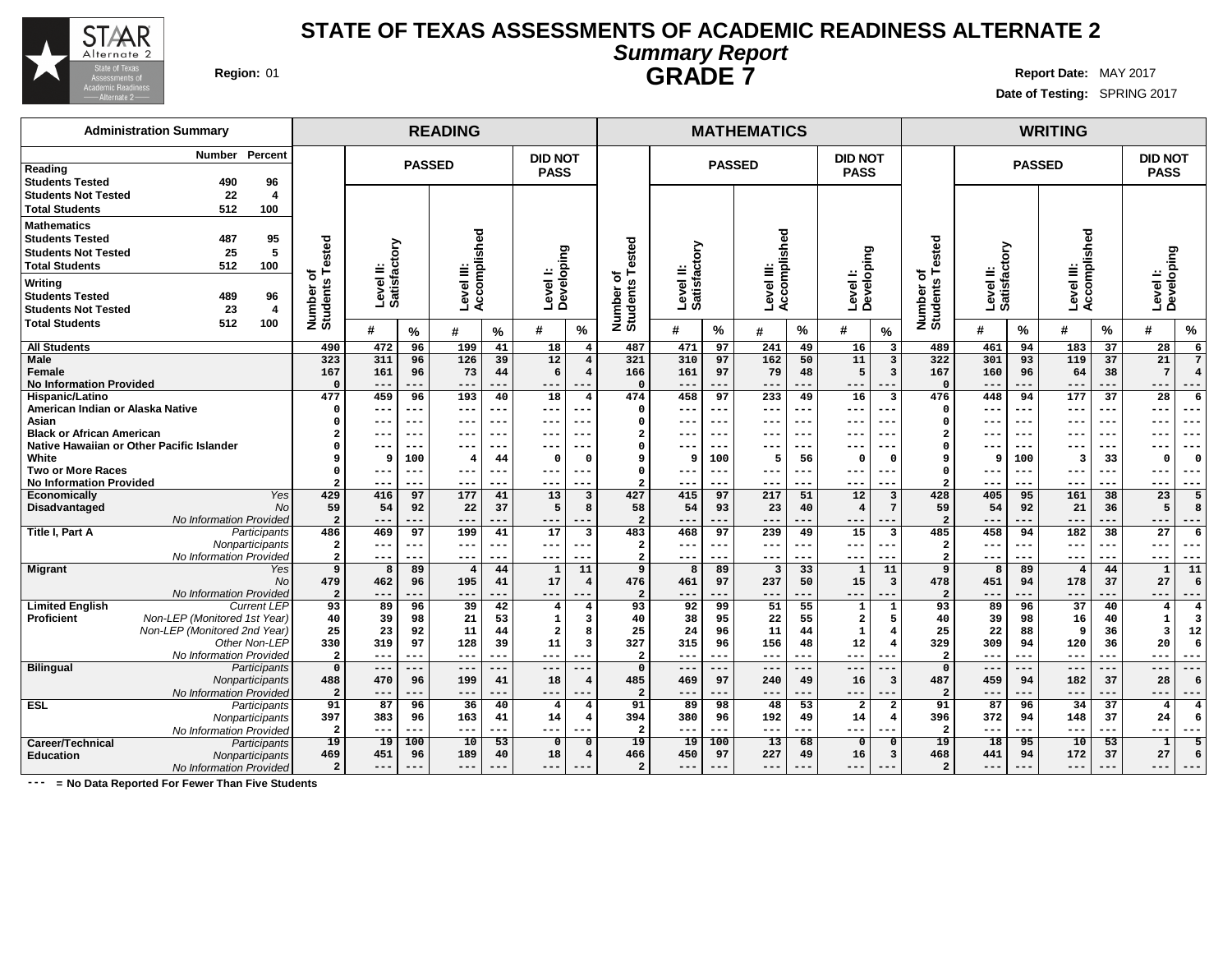# STATE OF TEXAS ASSESSMENTS OF ACADEMIC READINESS ALTERNATE 2

## *Summary Report*

## GRADE 7

**Region:** 01

**Report Date:** MAY 2017

**Date of Testing:** SPRING 2017

### Administration Summary

| | Number | Percent |
|---|---|---|
| **Reading** | | |
| Students Tested | 490 | 96 |
| Students Not Tested | 22 | 4 |
| Total Students | 512 | 100 |
| **Mathematics** | | |
| Students Tested | 487 | 95 |
| Students Not Tested | 25 | 5 |
| Total Students | 512 | 100 |
| **Writing** | | |
| Students Tested | 489 | 96 |
| Students Not Tested | 23 | 4 |
| Total Students | 512 | 100 |

| | | READING | | | | | | | MATHEMATICS | | | | | | | WRITING | | | | | | |
|---|---|---|---|---|---|---|---|---|---|---|---|---|---|---|---|---|---|---|---|---|---|---|
| | | | PASSED | | | | DID NOT PASS | | | PASSED | | | | DID NOT PASS | | | PASSED | | | | DID NOT PASS | |
| | | Number of Students Tested | Level II: Satisfactory | | Level III: Accomplished | | Level I: Developing | | Number of Students Tested | Level II: Satisfactory | | Level III: Accomplished | | Level I: Developing | | Number of Students Tested | Level II: Satisfactory | | Level III: Accomplished | | Level I: Developing | |
| | | | # | % | # | % | # | % | | # | % | # | % | # | % | | # | % | # | % | # | % |
| **All Students** | | 490 | 472 | 96 | 199 | 41 | 18 | 4 | 487 | 471 | 97 | 241 | 49 | 16 | 3 | 489 | 461 | 94 | 183 | 37 | 28 | 6 |
| **Male** | | 323 | 311 | 96 | 126 | 39 | 12 | 4 | 321 | 310 | 97 | 162 | 50 | 11 | 3 | 322 | 301 | 93 | 119 | 37 | 21 | 7 |
| **Female** | | 167 | 161 | 96 | 73 | 44 | 6 | 4 | 166 | 161 | 97 | 79 | 48 | 5 | 3 | 167 | 160 | 96 | 64 | 38 | 7 | 4 |
| **No Information Provided** | | 0 | --- | --- | --- | --- | --- | --- | 0 | --- | --- | --- | --- | --- | --- | 0 | --- | --- | --- | --- | --- | --- |
| **Hispanic/Latino** | | 477 | 459 | 96 | 193 | 40 | 18 | 4 | 474 | 458 | 97 | 233 | 49 | 16 | 3 | 476 | 448 | 94 | 177 | 37 | 28 | 6 |
| **American Indian or Alaska Native** | | 0 | --- | --- | --- | --- | --- | --- | 0 | --- | --- | --- | --- | --- | --- | 0 | --- | --- | --- | --- | --- | --- |
| **Asian** | | 0 | --- | --- | --- | --- | --- | --- | 0 | --- | --- | --- | --- | --- | --- | 0 | --- | --- | --- | --- | --- | --- |
| **Black or African American** | | 2 | --- | --- | --- | --- | --- | --- | 2 | --- | --- | --- | --- | --- | --- | 2 | --- | --- | --- | --- | --- | --- |
| **Native Hawaiian or Other Pacific Islander** | | 0 | --- | --- | --- | --- | --- | --- | 0 | --- | --- | --- | --- | --- | --- | 0 | --- | --- | --- | --- | --- | --- |
| **White** | | 9 | 9 | 100 | 4 | 44 | 0 | 0 | 9 | 9 | 100 | 5 | 56 | 0 | 0 | 9 | 9 | 100 | 3 | 33 | 0 | 0 |
| **Two or More Races** | | 0 | --- | --- | --- | --- | --- | --- | 0 | --- | --- | --- | --- | --- | --- | 0 | --- | --- | --- | --- | --- | --- |
| **No Information Provided** | | 2 | --- | --- | --- | --- | --- | --- | 2 | --- | --- | --- | --- | --- | --- | 2 | --- | --- | --- | --- | --- | --- |
| **Economically Disadvantaged** | *Yes* | 429 | 416 | 97 | 177 | 41 | 13 | 3 | 427 | 415 | 97 | 217 | 51 | 12 | 3 | 428 | 405 | 95 | 161 | 38 | 23 | 5 |
| | *No* | 59 | 54 | 92 | 22 | 37 | 5 | 8 | 58 | 54 | 93 | 23 | 40 | 4 | 7 | 59 | 54 | 92 | 21 | 36 | 5 | 8 |
| | *No Information Provided* | 2 | --- | --- | --- | --- | --- | --- | 2 | --- | --- | --- | --- | --- | --- | 2 | --- | --- | --- | --- | --- | --- |
| **Title I, Part A** | *Participants* | 486 | 469 | 97 | 199 | 41 | 17 | 3 | 483 | 468 | 97 | 239 | 49 | 15 | 3 | 485 | 458 | 94 | 182 | 38 | 27 | 6 |
| | *Nonparticipants* | 2 | --- | --- | --- | --- | --- | --- | 2 | --- | --- | --- | --- | --- | --- | 2 | --- | --- | --- | --- | --- | --- |
| | *No Information Provided* | 2 | --- | --- | --- | --- | --- | --- | 2 | --- | --- | --- | --- | --- | --- | 2 | --- | --- | --- | --- | --- | --- |
| **Migrant** | *Yes* | 9 | 8 | 89 | 4 | 44 | 1 | 11 | 9 | 8 | 89 | 3 | 33 | 1 | 11 | 9 | 8 | 89 | 4 | 44 | 1 | 11 |
| | *No* | 479 | 462 | 96 | 195 | 41 | 17 | 4 | 476 | 461 | 97 | 237 | 50 | 15 | 3 | 478 | 451 | 94 | 178 | 37 | 27 | 6 |
| | *No Information Provided* | 2 | --- | --- | --- | --- | --- | --- | 2 | --- | --- | --- | --- | --- | --- | 2 | --- | --- | --- | --- | --- | --- |
| **Limited English Proficient** | *Current LEP* | 93 | 89 | 96 | 39 | 42 | 4 | 4 | 93 | 92 | 99 | 51 | 55 | 1 | 1 | 93 | 89 | 96 | 37 | 40 | 4 | 4 |
| | *Non-LEP (Monitored 1st Year)* | 40 | 39 | 98 | 21 | 53 | 1 | 3 | 40 | 38 | 95 | 22 | 55 | 2 | 5 | 40 | 39 | 98 | 16 | 40 | 1 | 3 |
| | *Non-LEP (Monitored 2nd Year)* | 25 | 23 | 92 | 11 | 44 | 2 | 8 | 25 | 24 | 96 | 11 | 44 | 1 | 4 | 25 | 22 | 88 | 9 | 36 | 3 | 12 |
| | *Other Non-LEP* | 330 | 319 | 97 | 128 | 39 | 11 | 3 | 327 | 315 | 96 | 156 | 48 | 12 | 4 | 329 | 309 | 94 | 120 | 36 | 20 | 6 |
| | *No Information Provided* | 2 | --- | --- | --- | --- | --- | --- | 2 | --- | --- | --- | --- | --- | --- | 2 | --- | --- | --- | --- | --- | --- |
| **Bilingual** | *Participants* | 0 | --- | --- | --- | --- | --- | --- | 0 | --- | --- | --- | --- | --- | --- | 0 | --- | --- | --- | --- | --- | --- |
| | *Nonparticipants* | 488 | 470 | 96 | 199 | 41 | 18 | 4 | 485 | 469 | 97 | 240 | 49 | 16 | 3 | 487 | 459 | 94 | 182 | 37 | 28 | 6 |
| | *No Information Provided* | 2 | --- | --- | --- | --- | --- | --- | 2 | --- | --- | --- | --- | --- | --- | 2 | --- | --- | --- | --- | --- | --- |
| **ESL** | *Participants* | 91 | 87 | 96 | 36 | 40 | 4 | 4 | 91 | 89 | 98 | 48 | 53 | 2 | 2 | 91 | 87 | 96 | 34 | 37 | 4 | 4 |
| | *Nonparticipants* | 397 | 383 | 96 | 163 | 41 | 14 | 4 | 394 | 380 | 96 | 192 | 49 | 14 | 4 | 396 | 372 | 94 | 148 | 37 | 24 | 6 |
| | *No Information Provided* | 2 | --- | --- | --- | --- | --- | --- | 2 | --- | --- | --- | --- | --- | --- | 2 | --- | --- | --- | --- | --- | --- |
| **Career/Technical Education** | *Participants* | 19 | 19 | 100 | 10 | 53 | 0 | 0 | 19 | 19 | 100 | 13 | 68 | 0 | 0 | 19 | 18 | 95 | 10 | 53 | 1 | 5 |
| | *Nonparticipants* | 469 | 451 | 96 | 189 | 40 | 18 | 4 | 466 | 450 | 97 | 227 | 49 | 16 | 3 | 468 | 441 | 94 | 172 | 37 | 27 | 6 |
| | *No Information Provided* | 2 | --- | --- | --- | --- | --- | --- | 2 | --- | --- | --- | --- | --- | --- | 2 | --- | --- | --- | --- | --- | --- |

--- = No Data Reported For Fewer Than Five Students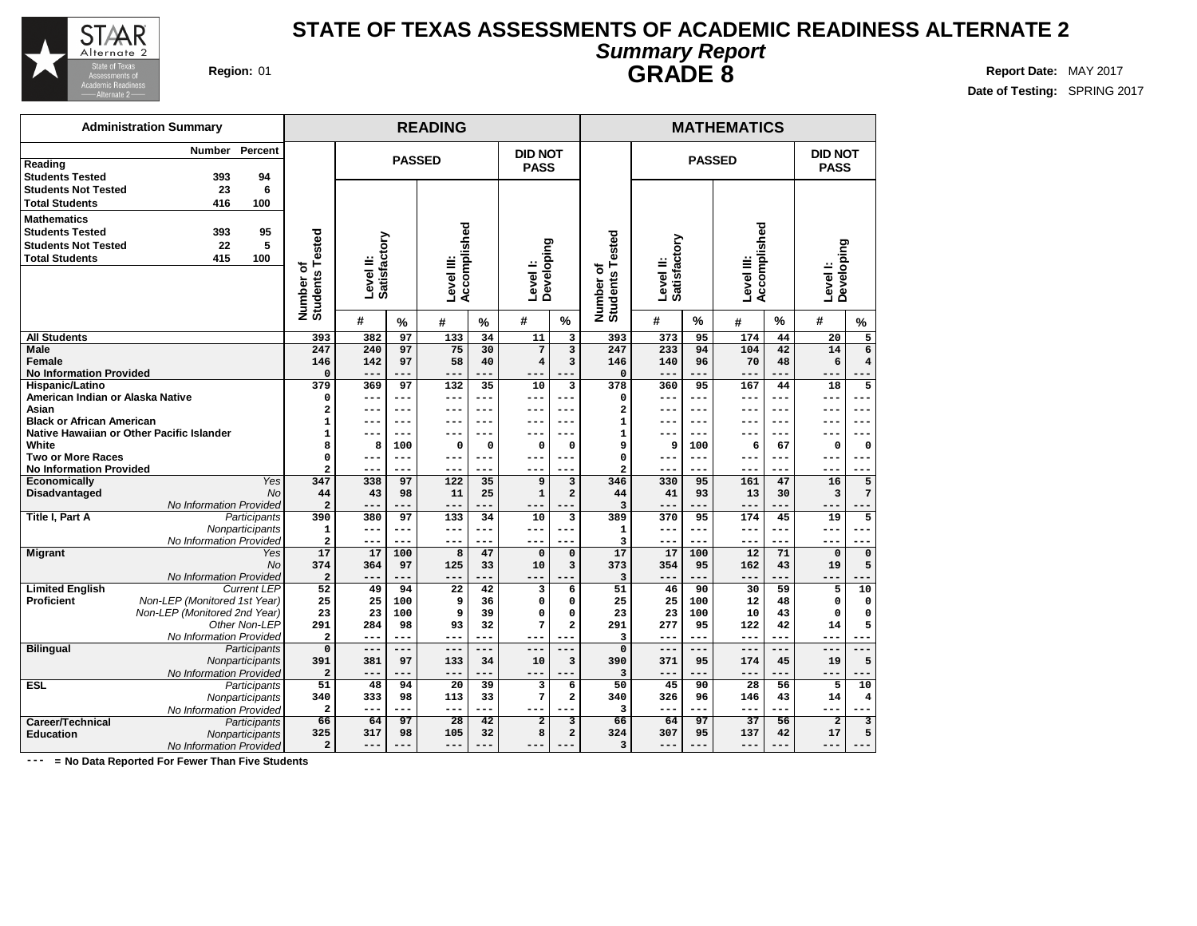# STATE OF TEXAS ASSESSMENTS OF ACADEMIC READINESS ALTERNATE 2

## *Summary Report*

## GRADE 8

**Region:** 01

**Report Date:** MAY 2017
**Date of Testing:** SPRING 2017

| Administration Summary | Number | Percent |
|---|---|---|
| **Reading** | | |
| **Students Tested** | 393 | 94 |
| **Students Not Tested** | 23 | 6 |
| **Total Students** | 416 | 100 |
| **Mathematics** | | |
| **Students Tested** | 393 | 95 |
| **Students Not Tested** | 22 | 5 |
| **Total Students** | 415 | 100 |

| | | READING | | | | | | | MATHEMATICS | | | | | | |
|---|---|---|---|---|---|---|---|---|---|---|---|---|---|---|---|
| | | | PASSED | | | | DID NOT PASS | | | PASSED | | | | DID NOT PASS | |
| | | Number of Students Tested | Level II: Satisfactory | | Level III: Accomplished | | Level I: Developing | | Number of Students Tested | Level II: Satisfactory | | Level III: Accomplished | | Level I: Developing | |
| | | | # | % | # | % | # | % | | # | % | # | % | # | % |
| **All Students** | | 393 | 382 | 97 | 133 | 34 | 11 | 3 | 393 | 373 | 95 | 174 | 44 | 20 | 5 |
| **Male** | | 247 | 240 | 97 | 75 | 30 | 7 | 3 | 247 | 233 | 94 | 104 | 42 | 14 | 6 |
| **Female** | | 146 | 142 | 97 | 58 | 40 | 4 | 3 | 146 | 140 | 96 | 70 | 48 | 6 | 4 |
| **No Information Provided** | | 0 | --- | --- | --- | --- | --- | --- | 0 | --- | --- | --- | --- | --- | --- |
| **Hispanic/Latino** | | 379 | 369 | 97 | 132 | 35 | 10 | 3 | 378 | 360 | 95 | 167 | 44 | 18 | 5 |
| **American Indian or Alaska Native** | | 0 | --- | --- | --- | --- | --- | --- | 0 | --- | --- | --- | --- | --- | --- |
| **Asian** | | 2 | --- | --- | --- | --- | --- | --- | 2 | --- | --- | --- | --- | --- | --- |
| **Black or African American** | | 1 | --- | --- | --- | --- | --- | --- | 1 | --- | --- | --- | --- | --- | --- |
| **Native Hawaiian or Other Pacific Islander** | | 1 | --- | --- | --- | --- | --- | --- | 1 | --- | --- | --- | --- | --- | --- |
| **White** | | 8 | 8 | 100 | 0 | 0 | 0 | 0 | 9 | 9 | 100 | 6 | 67 | 0 | 0 |
| **Two or More Races** | | 0 | --- | --- | --- | --- | --- | --- | 0 | --- | --- | --- | --- | --- | --- |
| **No Information Provided** | | 2 | --- | --- | --- | --- | --- | --- | 2 | --- | --- | --- | --- | --- | --- |
| **Economically Disadvantaged** | *Yes* | 347 | 338 | 97 | 122 | 35 | 9 | 3 | 346 | 330 | 95 | 161 | 47 | 16 | 5 |
| | *No* | 44 | 43 | 98 | 11 | 25 | 1 | 2 | 44 | 41 | 93 | 13 | 30 | 3 | 7 |
| | *No Information Provided* | 2 | --- | --- | --- | --- | --- | --- | 3 | --- | --- | --- | --- | --- | --- |
| **Title I, Part A** | *Participants* | 390 | 380 | 97 | 133 | 34 | 10 | 3 | 389 | 370 | 95 | 174 | 45 | 19 | 5 |
| | *Nonparticipants* | 1 | --- | --- | --- | --- | --- | --- | 1 | --- | --- | --- | --- | --- | --- |
| | *No Information Provided* | 2 | --- | --- | --- | --- | --- | --- | 3 | --- | --- | --- | --- | --- | --- |
| **Migrant** | *Yes* | 17 | 17 | 100 | 8 | 47 | 0 | 0 | 17 | 17 | 100 | 12 | 71 | 0 | 0 |
| | *No* | 374 | 364 | 97 | 125 | 33 | 10 | 3 | 373 | 354 | 95 | 162 | 43 | 19 | 5 |
| | *No Information Provided* | 2 | --- | --- | --- | --- | --- | --- | 3 | --- | --- | --- | --- | --- | --- |
| **Limited English Proficient** | *Current LEP* | 52 | 49 | 94 | 22 | 42 | 3 | 6 | 51 | 46 | 90 | 30 | 59 | 5 | 10 |
| | *Non-LEP (Monitored 1st Year)* | 25 | 25 | 100 | 9 | 36 | 0 | 0 | 25 | 25 | 100 | 12 | 48 | 0 | 0 |
| | *Non-LEP (Monitored 2nd Year)* | 23 | 23 | 100 | 9 | 39 | 0 | 0 | 23 | 23 | 100 | 10 | 43 | 0 | 0 |
| | *Other Non-LEP* | 291 | 284 | 98 | 93 | 32 | 7 | 2 | 291 | 277 | 95 | 122 | 42 | 14 | 5 |
| | *No Information Provided* | 2 | --- | --- | --- | --- | --- | --- | 3 | --- | --- | --- | --- | --- | --- |
| **Bilingual** | *Participants* | 0 | --- | --- | --- | --- | --- | --- | 0 | --- | --- | --- | --- | --- | --- |
| | *Nonparticipants* | 391 | 381 | 97 | 133 | 34 | 10 | 3 | 390 | 371 | 95 | 174 | 45 | 19 | 5 |
| | *No Information Provided* | 2 | --- | --- | --- | --- | --- | --- | 3 | --- | --- | --- | --- | --- | --- |
| **ESL** | *Participants* | 51 | 48 | 94 | 20 | 39 | 3 | 6 | 50 | 45 | 90 | 28 | 56 | 5 | 10 |
| | *Nonparticipants* | 340 | 333 | 98 | 113 | 33 | 7 | 2 | 340 | 326 | 96 | 146 | 43 | 14 | 4 |
| | *No Information Provided* | 2 | --- | --- | --- | --- | --- | --- | 3 | --- | --- | --- | --- | --- | --- |
| **Career/Technical Education** | *Participants* | 66 | 64 | 97 | 28 | 42 | 2 | 3 | 66 | 64 | 97 | 37 | 56 | 2 | 3 |
| | *Nonparticipants* | 325 | 317 | 98 | 105 | 32 | 8 | 2 | 324 | 307 | 95 | 137 | 42 | 17 | 5 |
| | *No Information Provided* | 2 | --- | --- | --- | --- | --- | --- | 3 | --- | --- | --- | --- | --- | --- |

--- = No Data Reported For Fewer Than Five Students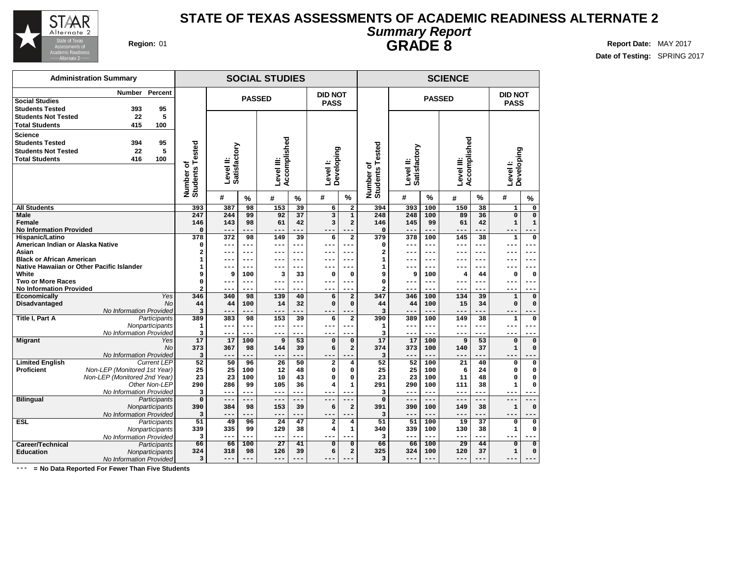# STATE OF TEXAS ASSESSMENTS OF ACADEMIC READINESS ALTERNATE 2

## *Summary Report*

## GRADE 8

**Region:** 01

**Report Date:** MAY 2017

**Date of Testing:** SPRING 2017

| Administration Summary | Number | Percent |
|---|---|---|
| **Social Studies** | | |
| **Students Tested** | 393 | 95 |
| **Students Not Tested** | 22 | 5 |
| **Total Students** | 415 | 100 |
| **Science** | | |
| **Students Tested** | 394 | 95 |
| **Students Not Tested** | 22 | 5 |
| **Total Students** | 416 | 100 |

| | | SOCIAL STUDIES | | | | | | | SCIENCE | | | | | | |
|---|---|---|---|---|---|---|---|---|---|---|---|---|---|---|---|
| | | | PASSED | | | | DID NOT PASS | | | PASSED | | | | DID NOT PASS | |
| | | Number of Students Tested | Level II: Satisfactory | | Level III: Accomplished | | Level I: Developing | | Number of Students Tested | Level II: Satisfactory | | Level III: Accomplished | | Level I: Developing | |
| | | | # | % | # | % | # | % | | # | % | # | % | # | % |
| **All Students** | | 393 | 387 | 98 | 153 | 39 | 6 | 2 | 394 | 393 | 100 | 150 | 38 | 1 | 0 |
| **Male** | | 247 | 244 | 99 | 92 | 37 | 3 | 1 | 248 | 248 | 100 | 89 | 36 | 0 | 0 |
| **Female** | | 146 | 143 | 98 | 61 | 42 | 3 | 2 | 146 | 145 | 99 | 61 | 42 | 1 | 1 |
| **No Information Provided** | | 0 | --- | --- | --- | --- | --- | --- | 0 | --- | --- | --- | --- | --- | --- |
| **Hispanic/Latino** | | 378 | 372 | 98 | 149 | 39 | 6 | 2 | 379 | 378 | 100 | 145 | 38 | 1 | 0 |
| **American Indian or Alaska Native** | | 0 | --- | --- | --- | --- | --- | --- | 0 | --- | --- | --- | --- | --- | --- |
| **Asian** | | 2 | --- | --- | --- | --- | --- | --- | 2 | --- | --- | --- | --- | --- | --- |
| **Black or African American** | | 1 | --- | --- | --- | --- | --- | --- | 1 | --- | --- | --- | --- | --- | --- |
| **Native Hawaiian or Other Pacific Islander** | | 1 | --- | --- | --- | --- | --- | --- | 1 | --- | --- | --- | --- | --- | --- |
| **White** | | 9 | 9 | 100 | 3 | 33 | 0 | 0 | 9 | 9 | 100 | 4 | 44 | 0 | 0 |
| **Two or More Races** | | 0 | --- | --- | --- | --- | --- | --- | 0 | --- | --- | --- | --- | --- | --- |
| **No Information Provided** | | 2 | --- | --- | --- | --- | --- | --- | 2 | --- | --- | --- | --- | --- | --- |
| **Economically Disadvantaged** | *Yes* | 346 | 340 | 98 | 139 | 40 | 6 | 2 | 347 | 346 | 100 | 134 | 39 | 1 | 0 |
| | *No* | 44 | 44 | 100 | 14 | 32 | 0 | 0 | 44 | 44 | 100 | 15 | 34 | 0 | 0 |
| | *No Information Provided* | 3 | --- | --- | --- | --- | --- | --- | 3 | --- | --- | --- | --- | --- | --- |
| **Title I, Part A** | *Participants* | 389 | 383 | 98 | 153 | 39 | 6 | 2 | 390 | 389 | 100 | 149 | 38 | 1 | 0 |
| | *Nonparticipants* | 1 | --- | --- | --- | --- | --- | --- | 1 | --- | --- | --- | --- | --- | --- |
| | *No Information Provided* | 3 | --- | --- | --- | --- | --- | --- | 3 | --- | --- | --- | --- | --- | --- |
| **Migrant** | *Yes* | 17 | 17 | 100 | 9 | 53 | 0 | 0 | 17 | 17 | 100 | 9 | 53 | 0 | 0 |
| | *No* | 373 | 367 | 98 | 144 | 39 | 6 | 2 | 374 | 373 | 100 | 140 | 37 | 1 | 0 |
| | *No Information Provided* | 3 | --- | --- | --- | --- | --- | --- | 3 | --- | --- | --- | --- | --- | --- |
| **Limited English Proficient** | *Current LEP* | 52 | 50 | 96 | 26 | 50 | 2 | 4 | 52 | 52 | 100 | 21 | 40 | 0 | 0 |
| | *Non-LEP (Monitored 1st Year)* | 25 | 25 | 100 | 12 | 48 | 0 | 0 | 25 | 25 | 100 | 6 | 24 | 0 | 0 |
| | *Non-LEP (Monitored 2nd Year)* | 23 | 23 | 100 | 10 | 43 | 0 | 0 | 23 | 23 | 100 | 11 | 48 | 0 | 0 |
| | *Other Non-LEP* | 290 | 286 | 99 | 105 | 36 | 4 | 1 | 291 | 290 | 100 | 111 | 38 | 1 | 0 |
| | *No Information Provided* | 3 | --- | --- | --- | --- | --- | --- | 3 | --- | --- | --- | --- | --- | --- |
| **Bilingual** | *Participants* | 0 | --- | --- | --- | --- | --- | --- | 0 | --- | --- | --- | --- | --- | --- |
| | *Nonparticipants* | 390 | 384 | 98 | 153 | 39 | 6 | 2 | 391 | 390 | 100 | 149 | 38 | 1 | 0 |
| | *No Information Provided* | 3 | --- | --- | --- | --- | --- | --- | 3 | --- | --- | --- | --- | --- | --- |
| **ESL** | *Participants* | 51 | 49 | 96 | 24 | 47 | 2 | 4 | 51 | 51 | 100 | 19 | 37 | 0 | 0 |
| | *Nonparticipants* | 339 | 335 | 99 | 129 | 38 | 4 | 1 | 340 | 339 | 100 | 130 | 38 | 1 | 0 |
| | *No Information Provided* | 3 | --- | --- | --- | --- | --- | --- | 3 | --- | --- | --- | --- | --- | --- |
| **Career/Technical Education** | *Participants* | 66 | 66 | 100 | 27 | 41 | 0 | 0 | 66 | 66 | 100 | 29 | 44 | 0 | 0 |
| | *Nonparticipants* | 324 | 318 | 98 | 126 | 39 | 6 | 2 | 325 | 324 | 100 | 120 | 37 | 1 | 0 |
| | *No Information Provided* | 3 | --- | --- | --- | --- | --- | --- | 3 | --- | --- | --- | --- | --- | --- |

--- = No Data Reported For Fewer Than Five Students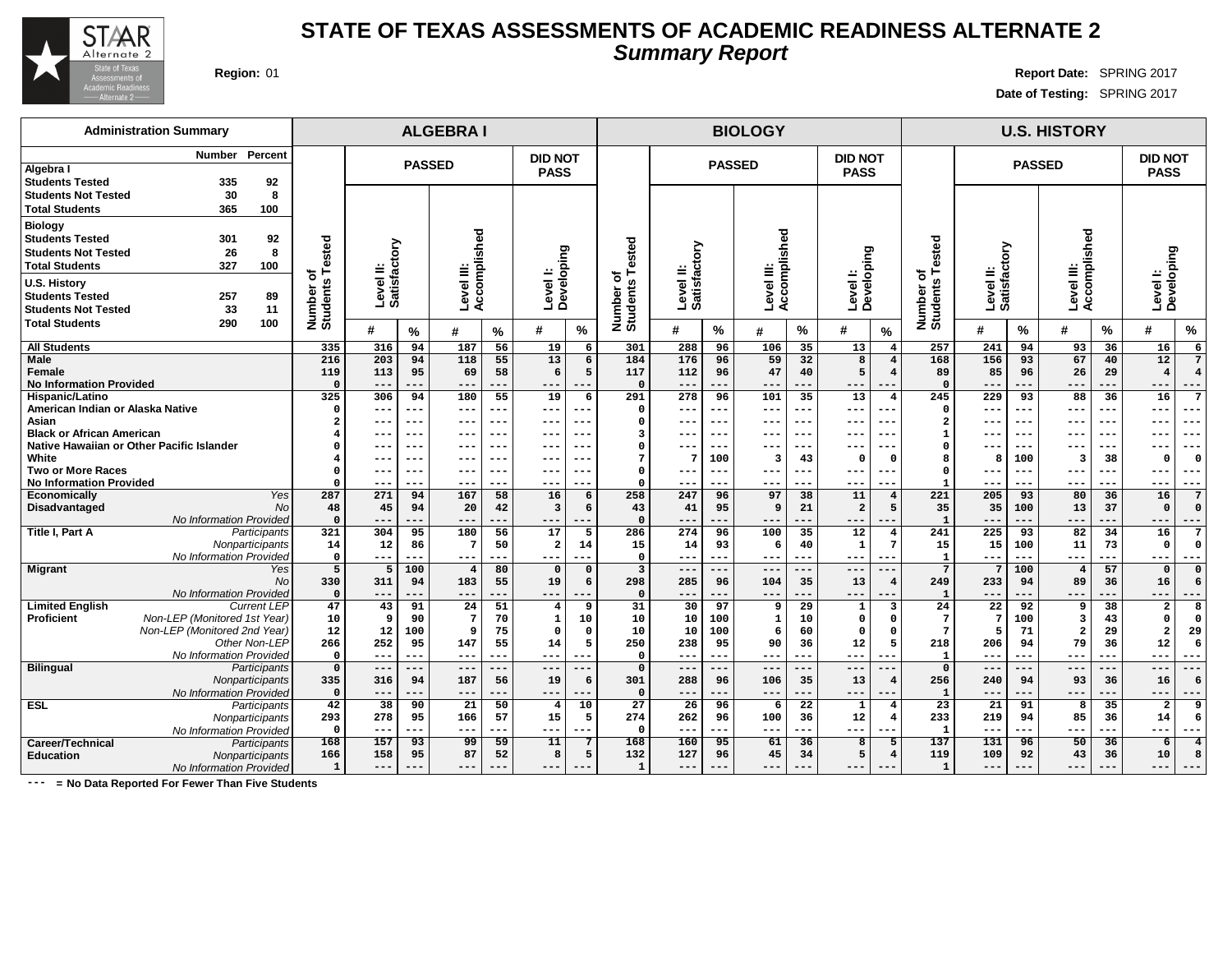# STATE OF TEXAS ASSESSMENTS OF ACADEMIC READINESS ALTERNATE 2

## *Summary Report*

**Region:** 01

**Report Date:** SPRING 2017

**Date of Testing:** SPRING 2017

### Administration Summary

| | Number | Percent |
|---|---|---|
| **Algebra I** | | |
| **Students Tested** | 335 | 92 |
| **Students Not Tested** | 30 | 8 |
| **Total Students** | 365 | 100 |
| **Biology** | | |
| **Students Tested** | 301 | 92 |
| **Students Not Tested** | 26 | 8 |
| **Total Students** | 327 | 100 |
| **U.S. History** | | |
| **Students Tested** | 257 | 89 |
| **Students Not Tested** | 33 | 11 |
| **Total Students** | 290 | 100 |

| | | ALGEBRA I | | | | | | | BIOLOGY | | | | | | | U.S. HISTORY | | | | | | |
|---|---|---|---|---|---|---|---|---|---|---|---|---|---|---|---|---|---|---|---|---|---|---|
| | | | PASSED | | | | DID NOT PASS | | | PASSED | | | | DID NOT PASS | | | PASSED | | | | DID NOT PASS | |
| | | Number of Students Tested | Level II: Satisfactory | | Level III: Accomplished | | Level I: Developing | | Number of Students Tested | Level II: Satisfactory | | Level III: Accomplished | | Level I: Developing | | Number of Students Tested | Level II: Satisfactory | | Level III: Accomplished | | Level I: Developing | |
| | | | # | % | # | % | # | % | | # | % | # | % | # | % | | # | % | # | % | # | % |
| **All Students** | | 335 | 316 | 94 | 187 | 56 | 19 | 6 | 301 | 288 | 96 | 106 | 35 | 13 | 4 | 257 | 241 | 94 | 93 | 36 | 16 | 6 |
| **Male** | | 216 | 203 | 94 | 118 | 55 | 13 | 6 | 184 | 176 | 96 | 59 | 32 | 8 | 4 | 168 | 156 | 93 | 67 | 40 | 12 | 7 |
| **Female** | | 119 | 113 | 95 | 69 | 58 | 6 | 5 | 117 | 112 | 96 | 47 | 40 | 5 | 4 | 89 | 85 | 96 | 26 | 29 | 4 | 4 |
| **No Information Provided** | | 0 | --- | --- | --- | --- | --- | --- | 0 | --- | --- | --- | --- | --- | --- | 0 | --- | --- | --- | --- | --- | --- |
| **Hispanic/Latino** | | 325 | 306 | 94 | 180 | 55 | 19 | 6 | 291 | 278 | 96 | 101 | 35 | 13 | 4 | 245 | 229 | 93 | 88 | 36 | 16 | 7 |
| **American Indian or Alaska Native** | | 0 | --- | --- | --- | --- | --- | --- | 0 | --- | --- | --- | --- | --- | --- | 0 | --- | --- | --- | --- | --- | --- |
| **Asian** | | 2 | --- | --- | --- | --- | --- | --- | 0 | --- | --- | --- | --- | --- | --- | 2 | --- | --- | --- | --- | --- | --- |
| **Black or African American** | | 4 | --- | --- | --- | --- | --- | --- | 3 | --- | --- | --- | --- | --- | --- | 1 | --- | --- | --- | --- | --- | --- |
| **Native Hawaiian or Other Pacific Islander** | | 0 | --- | --- | --- | --- | --- | --- | 0 | --- | --- | --- | --- | --- | --- | 0 | --- | --- | --- | --- | --- | --- |
| **White** | | 4 | --- | --- | --- | --- | --- | --- | 7 | 7 | 100 | 3 | 43 | 0 | 0 | 8 | 8 | 100 | 3 | 38 | 0 | 0 |
| **Two or More Races** | | 0 | --- | --- | --- | --- | --- | --- | 0 | --- | --- | --- | --- | --- | --- | 0 | --- | --- | --- | --- | --- | --- |
| **No Information Provided** | | 0 | --- | --- | --- | --- | --- | --- | 0 | --- | --- | --- | --- | --- | --- | 1 | --- | --- | --- | --- | --- | --- |
| **Economically Disadvantaged** | *Yes* | 287 | 271 | 94 | 167 | 58 | 16 | 6 | 258 | 247 | 96 | 97 | 38 | 11 | 4 | 221 | 205 | 93 | 80 | 36 | 16 | 7 |
| | *No* | 48 | 45 | 94 | 20 | 42 | 3 | 6 | 43 | 41 | 95 | 9 | 21 | 2 | 5 | 35 | 35 | 100 | 13 | 37 | 0 | 0 |
| | *No Information Provided* | 0 | --- | --- | --- | --- | --- | --- | 0 | --- | --- | --- | --- | --- | --- | 1 | --- | --- | --- | --- | --- | --- |
| **Title I, Part A** | *Participants* | 321 | 304 | 95 | 180 | 56 | 17 | 5 | 286 | 274 | 96 | 100 | 35 | 12 | 4 | 241 | 225 | 93 | 82 | 34 | 16 | 7 |
| | *Nonparticipants* | 14 | 12 | 86 | 7 | 50 | 2 | 14 | 15 | 14 | 93 | 6 | 40 | 1 | 7 | 15 | 15 | 100 | 11 | 73 | 0 | 0 |
| | *No Information Provided* | 0 | --- | --- | --- | --- | --- | --- | 0 | --- | --- | --- | --- | --- | --- | 1 | --- | --- | --- | --- | --- | --- |
| **Migrant** | *Yes* | 5 | 5 | 100 | 4 | 80 | 0 | 0 | 3 | --- | --- | --- | --- | --- | --- | 7 | 7 | 100 | 4 | 57 | 0 | 0 |
| | *No* | 330 | 311 | 94 | 183 | 55 | 19 | 6 | 298 | 285 | 96 | 104 | 35 | 13 | 4 | 249 | 233 | 94 | 89 | 36 | 16 | 6 |
| | *No Information Provided* | 0 | --- | --- | --- | --- | --- | --- | 0 | --- | --- | --- | --- | --- | --- | 1 | --- | --- | --- | --- | --- | --- |
| **Limited English Proficient** | *Current LEP* | 47 | 43 | 91 | 24 | 51 | 4 | 9 | 31 | 30 | 97 | 9 | 29 | 1 | 3 | 24 | 22 | 92 | 9 | 38 | 2 | 8 |
| | *Non-LEP (Monitored 1st Year)* | 10 | 9 | 90 | 7 | 70 | 1 | 10 | 10 | 10 | 100 | 1 | 10 | 0 | 0 | 7 | 7 | 100 | 3 | 43 | 0 | 0 |
| | *Non-LEP (Monitored 2nd Year)* | 12 | 12 | 100 | 9 | 75 | 0 | 0 | 10 | 10 | 100 | 6 | 60 | 0 | 0 | 7 | 5 | 71 | 2 | 29 | 2 | 29 |
| | *Other Non-LEP* | 266 | 252 | 95 | 147 | 55 | 14 | 5 | 250 | 238 | 95 | 90 | 36 | 12 | 5 | 218 | 206 | 94 | 79 | 36 | 12 | 6 |
| | *No Information Provided* | 0 | --- | --- | --- | --- | --- | --- | 0 | --- | --- | --- | --- | --- | --- | 1 | --- | --- | --- | --- | --- | --- |
| **Bilingual** | *Participants* | 0 | --- | --- | --- | --- | --- | --- | 0 | --- | --- | --- | --- | --- | --- | 0 | --- | --- | --- | --- | --- | --- |
| | *Nonparticipants* | 335 | 316 | 94 | 187 | 56 | 19 | 6 | 301 | 288 | 96 | 106 | 35 | 13 | 4 | 256 | 240 | 94 | 93 | 36 | 16 | 6 |
| | *No Information Provided* | 0 | --- | --- | --- | --- | --- | --- | 0 | --- | --- | --- | --- | --- | --- | 1 | --- | --- | --- | --- | --- | --- |
| **ESL** | *Participants* | 42 | 38 | 90 | 21 | 50 | 4 | 10 | 27 | 26 | 96 | 6 | 22 | 1 | 4 | 23 | 21 | 91 | 8 | 35 | 2 | 9 |
| | *Nonparticipants* | 293 | 278 | 95 | 166 | 57 | 15 | 5 | 274 | 262 | 96 | 100 | 36 | 12 | 4 | 233 | 219 | 94 | 85 | 36 | 14 | 6 |
| | *No Information Provided* | 0 | --- | --- | --- | --- | --- | --- | 0 | --- | --- | --- | --- | --- | --- | 1 | --- | --- | --- | --- | --- | --- |
| **Career/Technical Education** | *Participants* | 168 | 157 | 93 | 99 | 59 | 11 | 7 | 168 | 160 | 95 | 61 | 36 | 8 | 5 | 137 | 131 | 96 | 50 | 36 | 6 | 4 |
| | *Nonparticipants* | 166 | 158 | 95 | 87 | 52 | 8 | 5 | 132 | 127 | 96 | 45 | 34 | 5 | 4 | 119 | 109 | 92 | 43 | 36 | 10 | 8 |
| | *No Information Provided* | 1 | --- | --- | --- | --- | --- | --- | 1 | --- | --- | --- | --- | --- | --- | 1 | --- | --- | --- | --- | --- | --- |

**--- = No Data Reported For Fewer Than Five Students**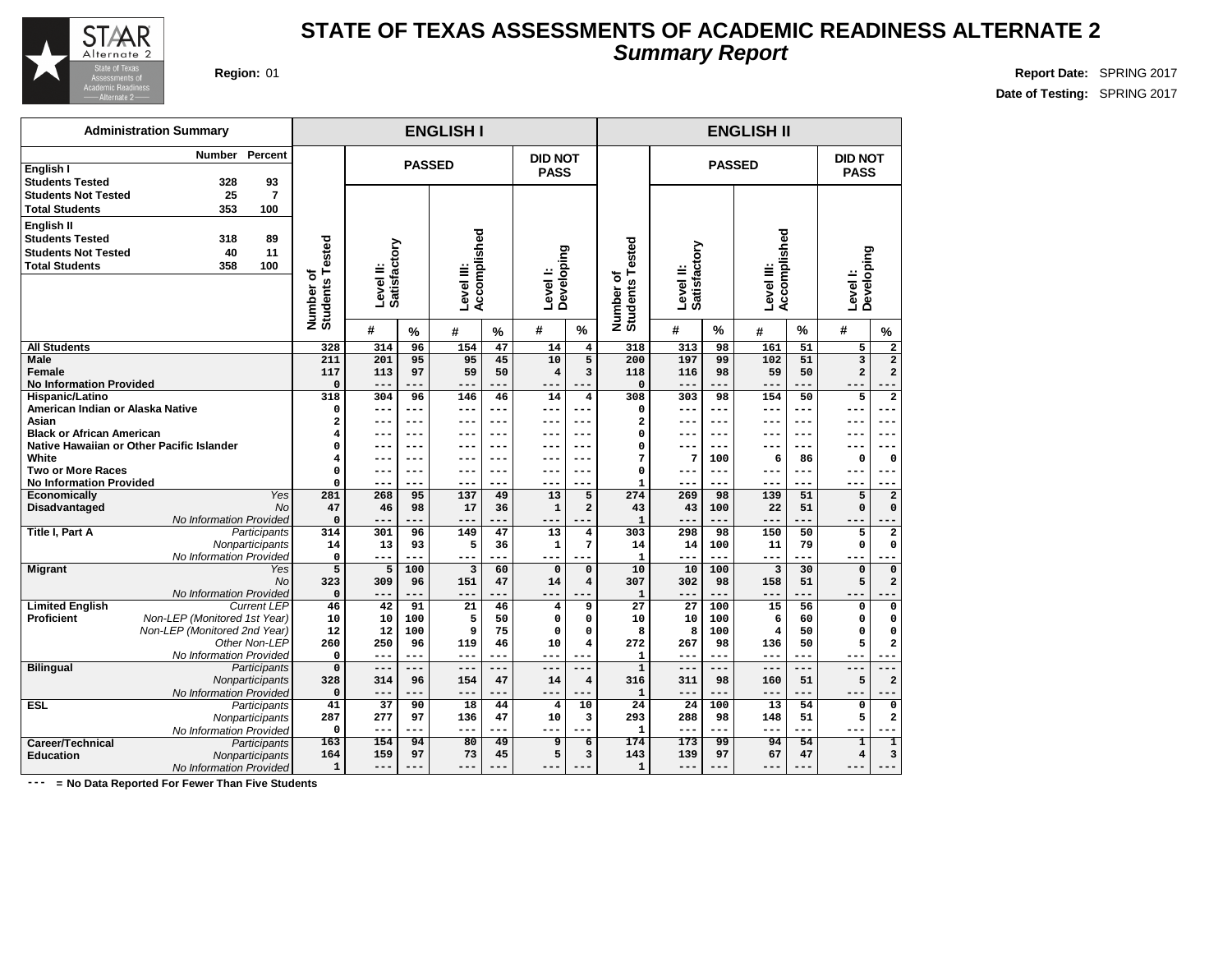# STATE OF TEXAS ASSESSMENTS OF ACADEMIC READINESS ALTERNATE 2

## *Summary Report*

**Region:** 01

**Report Date:** SPRING 2017
**Date of Testing:** SPRING 2017

| Administration Summary | Number | Percent |
|---|---|---|
| **English I** | | |
| Students Tested | 328 | 93 |
| Students Not Tested | 25 | 7 |
| Total Students | 353 | 100 |
| **English II** | | |
| Students Tested | 318 | 89 |
| Students Not Tested | 40 | 11 |
| Total Students | 358 | 100 |

| | | ENGLISH I | | | | | | | ENGLISH II | | | | | | |
|---|---|---|---|---|---|---|---|---|---|---|---|---|---|---|---|
| | | | PASSED | | | | DID NOT PASS | | | PASSED | | | | DID NOT PASS | |
| | | Number of Students Tested | Level II: Satisfactory | | Level III: Accomplished | | Level I: Developing | | Number of Students Tested | Level II: Satisfactory | | Level III: Accomplished | | Level I: Developing | |
| | | | # | % | # | % | # | % | | # | % | # | % | # | % |
| **All Students** | | 328 | 314 | 96 | 154 | 47 | 14 | 4 | 318 | 313 | 98 | 161 | 51 | 5 | 2 |
| **Male** | | 211 | 201 | 95 | 95 | 45 | 10 | 5 | 200 | 197 | 99 | 102 | 51 | 3 | 2 |
| **Female** | | 117 | 113 | 97 | 59 | 50 | 4 | 3 | 118 | 116 | 98 | 59 | 50 | 2 | 2 |
| **No Information Provided** | | 0 | --- | --- | --- | --- | --- | --- | 0 | --- | --- | --- | --- | --- | --- |
| **Hispanic/Latino** | | 318 | 304 | 96 | 146 | 46 | 14 | 4 | 308 | 303 | 98 | 154 | 50 | 5 | 2 |
| **American Indian or Alaska Native** | | 0 | --- | --- | --- | --- | --- | --- | 0 | --- | --- | --- | --- | --- | --- |
| **Asian** | | 2 | --- | --- | --- | --- | --- | --- | 2 | --- | --- | --- | --- | --- | --- |
| **Black or African American** | | 4 | --- | --- | --- | --- | --- | --- | 0 | --- | --- | --- | --- | --- | --- |
| **Native Hawaiian or Other Pacific Islander** | | 0 | --- | --- | --- | --- | --- | --- | 0 | --- | --- | --- | --- | --- | --- |
| **White** | | 4 | --- | --- | --- | --- | --- | --- | 7 | 7 | 100 | 6 | 86 | 0 | 0 |
| **Two or More Races** | | 0 | --- | --- | --- | --- | --- | --- | 0 | --- | --- | --- | --- | --- | --- |
| **No Information Provided** | | 0 | --- | --- | --- | --- | --- | --- | 1 | --- | --- | --- | --- | --- | --- |
| **Economically Disadvantaged** | *Yes* | 281 | 268 | 95 | 137 | 49 | 13 | 5 | 274 | 269 | 98 | 139 | 51 | 5 | 2 |
| | *No* | 47 | 46 | 98 | 17 | 36 | 1 | 2 | 43 | 43 | 100 | 22 | 51 | 0 | 0 |
| | *No Information Provided* | 0 | --- | --- | --- | --- | --- | --- | 1 | --- | --- | --- | --- | --- | --- |
| **Title I, Part A** | *Participants* | 314 | 301 | 96 | 149 | 47 | 13 | 4 | 303 | 298 | 98 | 150 | 50 | 5 | 2 |
| | *Nonparticipants* | 14 | 13 | 93 | 5 | 36 | 1 | 7 | 14 | 14 | 100 | 11 | 79 | 0 | 0 |
| | *No Information Provided* | 0 | --- | --- | --- | --- | --- | --- | 1 | --- | --- | --- | --- | --- | --- |
| **Migrant** | *Yes* | 5 | 5 | 100 | 3 | 60 | 0 | 0 | 10 | 10 | 100 | 3 | 30 | 0 | 0 |
| | *No* | 323 | 309 | 96 | 151 | 47 | 14 | 4 | 307 | 302 | 98 | 158 | 51 | 5 | 2 |
| | *No Information Provided* | 0 | --- | --- | --- | --- | --- | --- | 1 | --- | --- | --- | --- | --- | --- |
| **Limited English Proficient** | *Current LEP* | 46 | 42 | 91 | 21 | 46 | 4 | 9 | 27 | 27 | 100 | 15 | 56 | 0 | 0 |
| | *Non-LEP (Monitored 1st Year)* | 10 | 10 | 100 | 5 | 50 | 0 | 0 | 10 | 10 | 100 | 6 | 60 | 0 | 0 |
| | *Non-LEP (Monitored 2nd Year)* | 12 | 12 | 100 | 9 | 75 | 0 | 0 | 8 | 8 | 100 | 4 | 50 | 0 | 0 |
| | *Other Non-LEP* | 260 | 250 | 96 | 119 | 46 | 10 | 4 | 272 | 267 | 98 | 136 | 50 | 5 | 2 |
| | *No Information Provided* | 0 | --- | --- | --- | --- | --- | --- | 1 | --- | --- | --- | --- | --- | --- |
| **Bilingual** | *Participants* | 0 | --- | --- | --- | --- | --- | --- | 1 | --- | --- | --- | --- | --- | --- |
| | *Nonparticipants* | 328 | 314 | 96 | 154 | 47 | 14 | 4 | 316 | 311 | 98 | 160 | 51 | 5 | 2 |
| | *No Information Provided* | 0 | --- | --- | --- | --- | --- | --- | 1 | --- | --- | --- | --- | --- | --- |
| **ESL** | *Participants* | 41 | 37 | 90 | 18 | 44 | 4 | 10 | 24 | 24 | 100 | 13 | 54 | 0 | 0 |
| | *Nonparticipants* | 287 | 277 | 97 | 136 | 47 | 10 | 3 | 293 | 288 | 98 | 148 | 51 | 5 | 2 |
| | *No Information Provided* | 0 | --- | --- | --- | --- | --- | --- | 1 | --- | --- | --- | --- | --- | --- |
| **Career/Technical Education** | *Participants* | 163 | 154 | 94 | 80 | 49 | 9 | 6 | 174 | 173 | 99 | 94 | 54 | 1 | 1 |
| | *Nonparticipants* | 164 | 159 | 97 | 73 | 45 | 5 | 3 | 143 | 139 | 97 | 67 | 47 | 4 | 3 |
| | *No Information Provided* | 1 | --- | --- | --- | --- | --- | --- | 1 | --- | --- | --- | --- | --- | --- |

--- = No Data Reported For Fewer Than Five Students